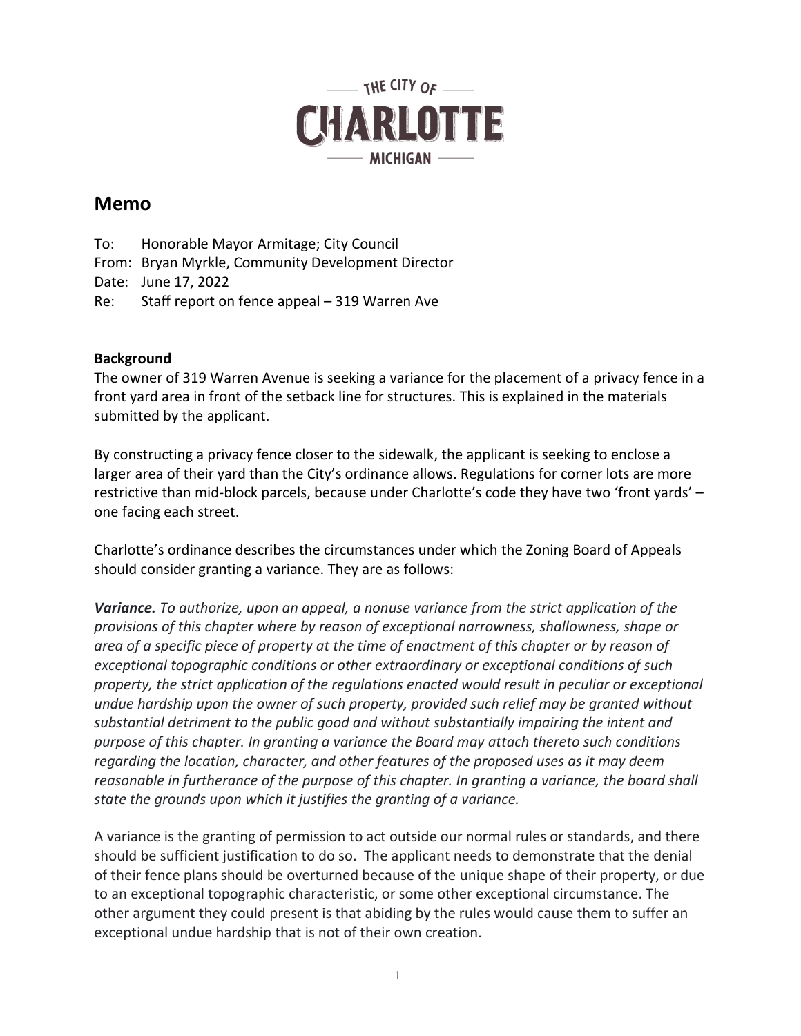THE CITY OF

# CHARLOTTE

MICHIGAN

## Memo

To: Honorable Mayor Armitage; City Council
From: Bryan Myrkle, Community Development Director
Date: June 17, 2022
Re: Staff report on fence appeal – 319 Warren Ave

**Background**
The owner of 319 Warren Avenue is seeking a variance for the placement of a privacy fence in a front yard area in front of the setback line for structures. This is explained in the materials submitted by the applicant.

By constructing a privacy fence closer to the sidewalk, the applicant is seeking to enclose a larger area of their yard than the City's ordinance allows. Regulations for corner lots are more restrictive than mid-block parcels, because under Charlotte's code they have two 'front yards' – one facing each street.

Charlotte's ordinance describes the circumstances under which the Zoning Board of Appeals should consider granting a variance. They are as follows:

***Variance.*** *To authorize, upon an appeal, a nonuse variance from the strict application of the provisions of this chapter where by reason of exceptional narrowness, shallowness, shape or area of a specific piece of property at the time of enactment of this chapter or by reason of exceptional topographic conditions or other extraordinary or exceptional conditions of such property, the strict application of the regulations enacted would result in peculiar or exceptional undue hardship upon the owner of such property, provided such relief may be granted without substantial detriment to the public good and without substantially impairing the intent and purpose of this chapter. In granting a variance the Board may attach thereto such conditions regarding the location, character, and other features of the proposed uses as it may deem reasonable in furtherance of the purpose of this chapter. In granting a variance, the board shall state the grounds upon which it justifies the granting of a variance.*

A variance is the granting of permission to act outside our normal rules or standards, and there should be sufficient justification to do so. The applicant needs to demonstrate that the denial of their fence plans should be overturned because of the unique shape of their property, or due to an exceptional topographic characteristic, or some other exceptional circumstance. The other argument they could present is that abiding by the rules would cause them to suffer an exceptional undue hardship that is not of their own creation.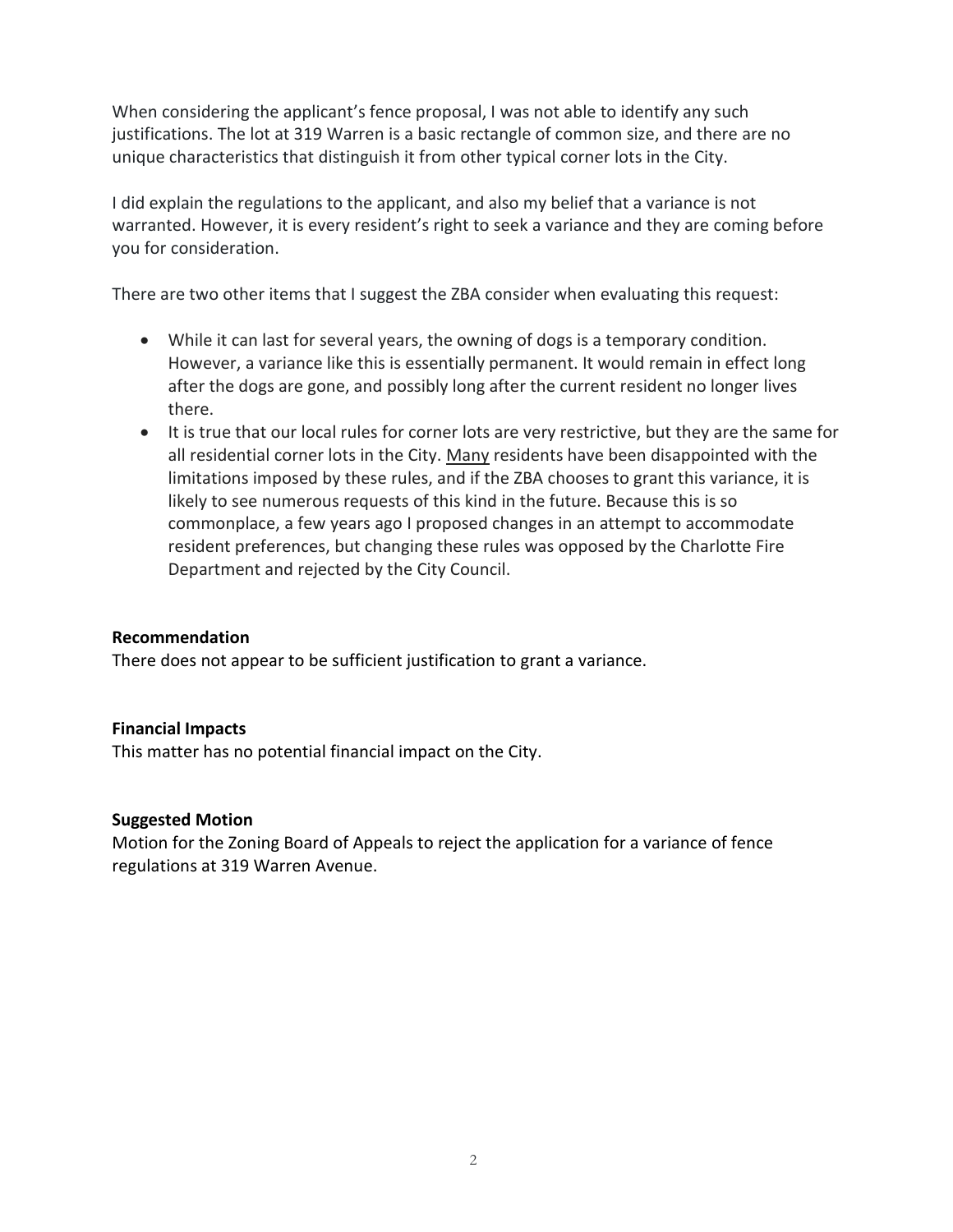When considering the applicant's fence proposal, I was not able to identify any such justifications. The lot at 319 Warren is a basic rectangle of common size, and there are no unique characteristics that distinguish it from other typical corner lots in the City.

I did explain the regulations to the applicant, and also my belief that a variance is not warranted. However, it is every resident's right to seek a variance and they are coming before you for consideration.

There are two other items that I suggest the ZBA consider when evaluating this request:

- While it can last for several years, the owning of dogs is a temporary condition. However, a variance like this is essentially permanent. It would remain in effect long after the dogs are gone, and possibly long after the current resident no longer lives there.
- It is true that our local rules for corner lots are very restrictive, but they are the same for all residential corner lots in the City. <u>Many</u> residents have been disappointed with the limitations imposed by these rules, and if the ZBA chooses to grant this variance, it is likely to see numerous requests of this kind in the future. Because this is so commonplace, a few years ago I proposed changes in an attempt to accommodate resident preferences, but changing these rules was opposed by the Charlotte Fire Department and rejected by the City Council.

**Recommendation**
There does not appear to be sufficient justification to grant a variance.

**Financial Impacts**
This matter has no potential financial impact on the City.

**Suggested Motion**
Motion for the Zoning Board of Appeals to reject the application for a variance of fence regulations at 319 Warren Avenue.